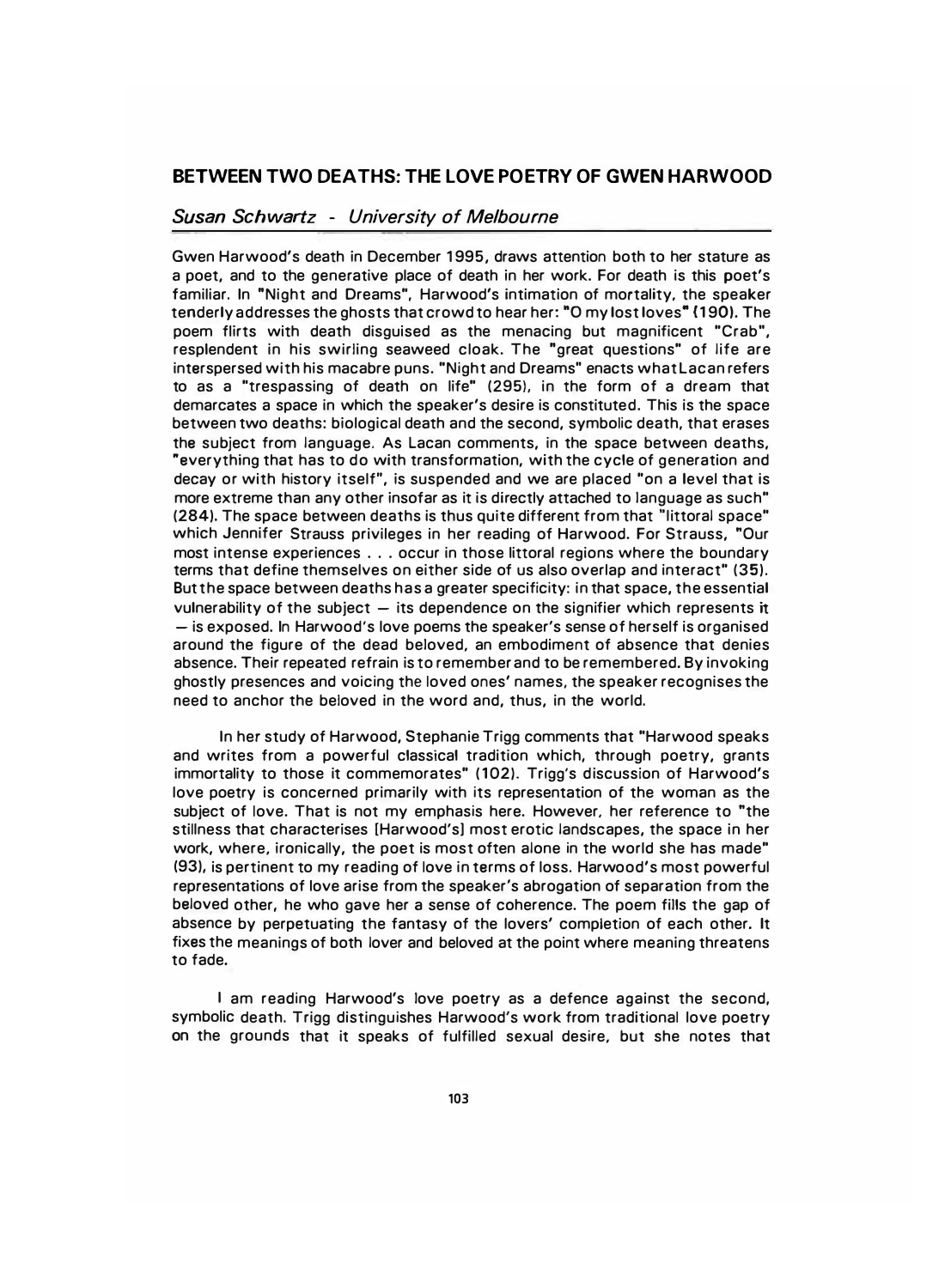# BETWEEN TWO DEATHS: THE LOVE POETRY OF GWEN HARWOOD

*Susan Schwartz - University of Melbourne*

Gwen Harwood's death in December 1995, draws attention both to her stature as a poet, and to the generative place of death in her work. For death is this poet's familiar. In "Night and Dreams", Harwood's intimation of mortality, the speaker tenderly addresses the ghosts that crowd to hear her: "O my lost loves" (190). The poem flirts with death disguised as the menacing but magnificent "Crab", resplendent in his swirling seaweed cloak. The "great questions" of life are interspersed with his macabre puns. "Night and Dreams" enacts what Lacan refers to as a "trespassing of death on life" (295), in the form of a dream that demarcates a space in which the speaker's desire is constituted. This is the space between two deaths: biological death and the second, symbolic death, that erases the subject from language. As Lacan comments, in the space between deaths, "everything that has to do with transformation, with the cycle of generation and decay or with history itself", is suspended and we are placed "on a level that is more extreme than any other insofar as it is directly attached to language as such" (284). The space between deaths is thus quite different from that "littoral space" which Jennifer Strauss privileges in her reading of Harwood. For Strauss, "Our most intense experiences . . . occur in those littoral regions where the boundary terms that define themselves on either side of us also overlap and interact" (35). But the space between deaths has a greater specificity: in that space, the essential vulnerability of the subject — its dependence on the signifier which represents it — is exposed. In Harwood's love poems the speaker's sense of herself is organised around the figure of the dead beloved, an embodiment of absence that denies absence. Their repeated refrain is to remember and to be remembered. By invoking ghostly presences and voicing the loved ones' names, the speaker recognises the need to anchor the beloved in the word and, thus, in the world.

In her study of Harwood, Stephanie Trigg comments that "Harwood speaks and writes from a powerful classical tradition which, through poetry, grants immortality to those it commemorates" (102). Trigg's discussion of Harwood's love poetry is concerned primarily with its representation of the woman as the subject of love. That is not my emphasis here. However, her reference to "the stillness that characterises [Harwood's] most erotic landscapes, the space in her work, where, ironically, the poet is most often alone in the world she has made" (93), is pertinent to my reading of love in terms of loss. Harwood's most powerful representations of love arise from the speaker's abrogation of separation from the beloved other, he who gave her a sense of coherence. The poem fills the gap of absence by perpetuating the fantasy of the lovers' completion of each other. It fixes the meanings of both lover and beloved at the point where meaning threatens to fade.

I am reading Harwood's love poetry as a defence against the second, symbolic death. Trigg distinguishes Harwood's work from traditional love poetry on the grounds that it speaks of fulfilled sexual desire, but she notes that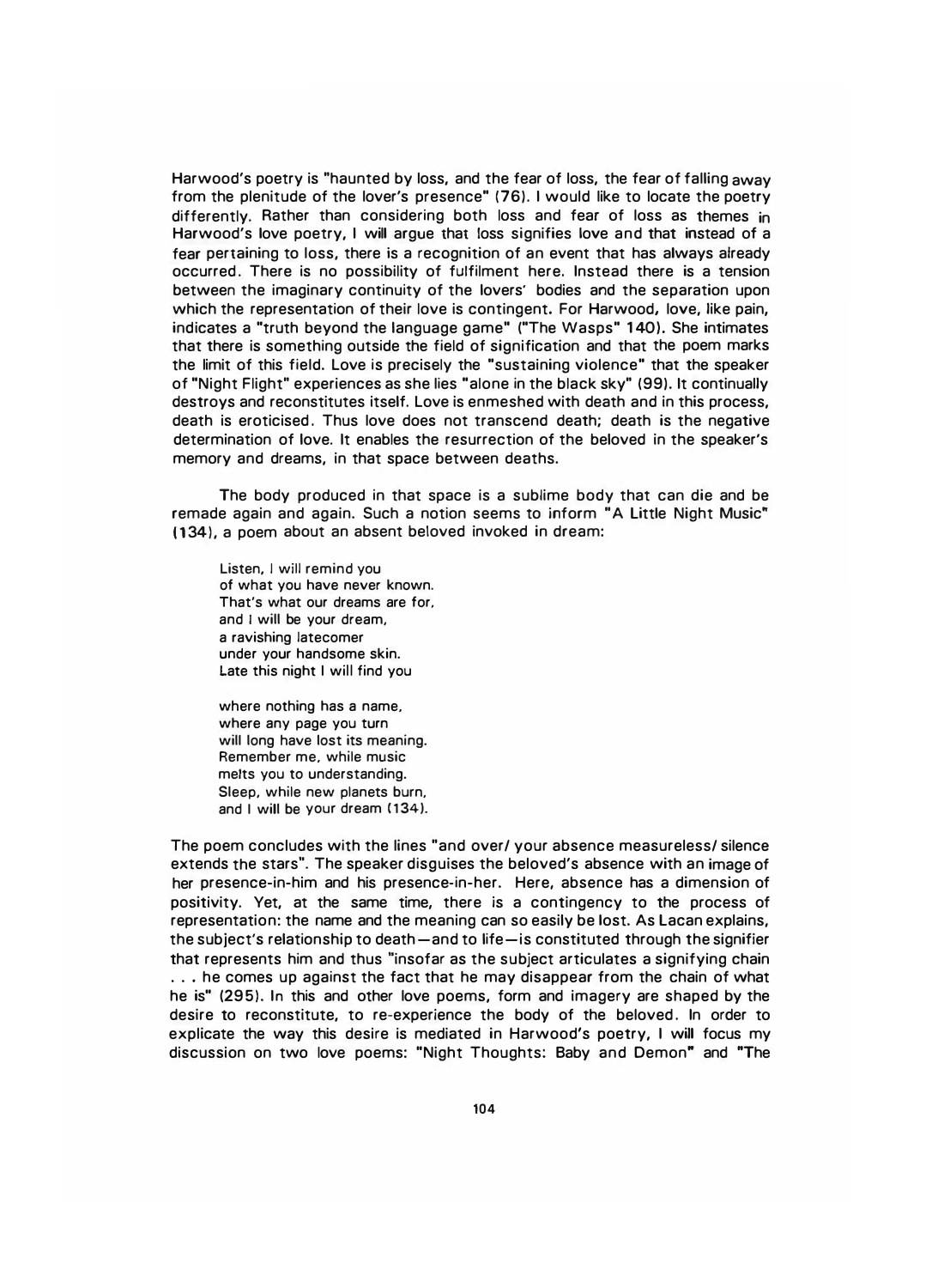Harwood's poetry is "haunted by loss, and the fear of loss, the fear of falling away from the plenitude of the lover's presence" (76). I would like to locate the poetry differently. Rather than considering both loss and fear of loss as themes in Harwood's love poetry, I will argue that loss signifies love and that instead of a fear pertaining to loss, there is a recognition of an event that has always already occurred. There is no possibility of fulfilment here. Instead there is a tension between the imaginary continuity of the lovers' bodies and the separation upon which the representation of their love is contingent. For Harwood, love, like pain, indicates a "truth beyond the language game" ("The Wasps" 140). She intimates that there is something outside the field of signification and that the poem marks the limit of this field. Love is precisely the "sustaining violence" that the speaker of "Night Flight" experiences as she lies "alone in the black sky" (99). It continually destroys and reconstitutes itself. Love is enmeshed with death and in this process, death is eroticised. Thus love does not transcend death; death is the negative determination of love. It enables the resurrection of the beloved in the speaker's memory and dreams, in that space between deaths.

The body produced in that space is a sublime body that can die and be remade again and again. Such a notion seems to inform "A Little Night Music" (134), a poem about an absent beloved invoked in dream:

> Listen, I will remind you
> of what you have never known.
> That's what our dreams are for,
> and I will be your dream,
> a ravishing latecomer
> under your handsome skin.
> Late this night I will find you
>
> where nothing has a name,
> where any page you turn
> will long have lost its meaning.
> Remember me, while music
> melts you to understanding.
> Sleep, while new planets burn,
> and I will be your dream (134).

The poem concludes with the lines "and over/ your absence measureless/ silence extends the stars". The speaker disguises the beloved's absence with an image of her presence-in-him and his presence-in-her. Here, absence has a dimension of positivity. Yet, at the same time, there is a contingency to the process of representation: the name and the meaning can so easily be lost. As Lacan explains, the subject's relationship to death—and to life—is constituted through the signifier that represents him and thus "insofar as the subject articulates a signifying chain . . . he comes up against the fact that he may disappear from the chain of what he is" (295). In this and other love poems, form and imagery are shaped by the desire to reconstitute, to re-experience the body of the beloved. In order to explicate the way this desire is mediated in Harwood's poetry, I will focus my discussion on two love poems: "Night Thoughts: Baby and Demon" and "The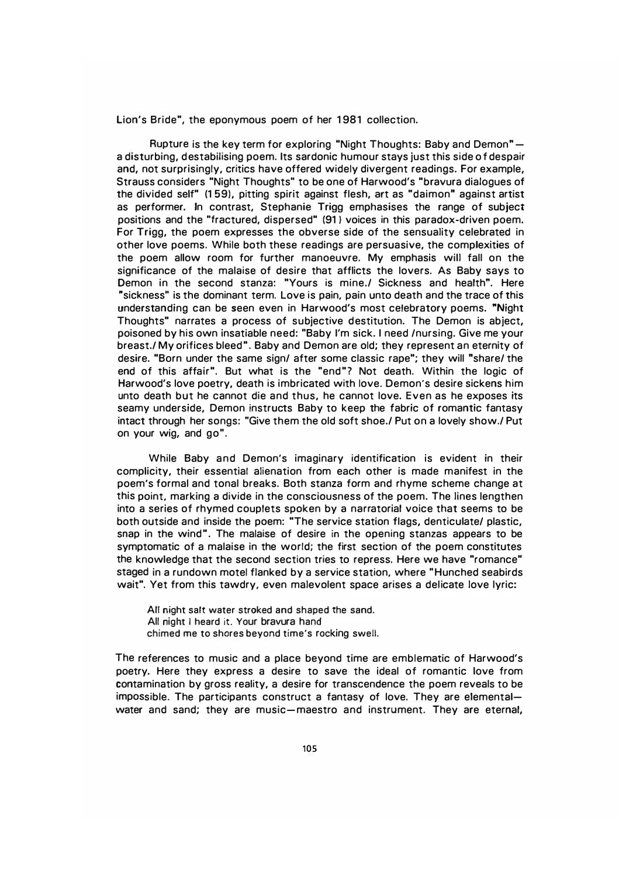Lion's Bride", the eponymous poem of her 1981 collection.

Rupture is the key term for exploring "Night Thoughts: Baby and Demon"—a disturbing, destabilising poem. Its sardonic humour stays just this side of despair and, not surprisingly, critics have offered widely divergent readings. For example, Strauss considers "Night Thoughts" to be one of Harwood's "bravura dialogues of the divided self" (159), pitting spirit against flesh, art as "daimon" against artist as performer. In contrast, Stephanie Trigg emphasises the range of subject positions and the "fractured, dispersed" (91) voices in this paradox-driven poem. For Trigg, the poem expresses the obverse side of the sensuality celebrated in other love poems. While both these readings are persuasive, the complexities of the poem allow room for further manoeuvre. My emphasis will fall on the significance of the malaise of desire that afflicts the lovers. As Baby says to Demon in the second stanza: "Yours is mine./ Sickness and health". Here "sickness" is the dominant term. Love is pain, pain unto death and the trace of this understanding can be seen even in Harwood's most celebratory poems. "Night Thoughts" narrates a process of subjective destitution. The Demon is abject, poisoned by his own insatiable need: "Baby I'm sick. I need /nursing. Give me your breast./ My orifices bleed". Baby and Demon are old; they represent an eternity of desire. "Born under the same sign/ after some classic rape"; they will "share/ the end of this affair". But what is the "end"? Not death. Within the logic of Harwood's love poetry, death is imbricated with love. Demon's desire sickens him unto death but he cannot die and thus, he cannot love. Even as he exposes its seamy underside, Demon instructs Baby to keep the fabric of romantic fantasy intact through her songs: "Give them the old soft shoe./ Put on a lovely show./ Put on your wig, and go".

While Baby and Demon's imaginary identification is evident in their complicity, their essential alienation from each other is made manifest in the poem's formal and tonal breaks. Both stanza form and rhyme scheme change at this point, marking a divide in the consciousness of the poem. The lines lengthen into a series of rhymed couplets spoken by a narratorial voice that seems to be both outside and inside the poem: "The service station flags, denticulate/ plastic, snap in the wind". The malaise of desire in the opening stanzas appears to be symptomatic of a malaise in the world; the first section of the poem constitutes the knowledge that the second section tries to repress. Here we have "romance" staged in a rundown motel flanked by a service station, where "Hunched seabirds wait". Yet from this tawdry, even malevolent space arises a delicate love lyric:

> All night salt water stroked and shaped the sand.
> All night I heard it. Your bravura hand
> chimed me to shores beyond time's rocking swell.

The references to music and a place beyond time are emblematic of Harwood's poetry. Here they express a desire to save the ideal of romantic love from contamination by gross reality, a desire for transcendence the poem reveals to be impossible. The participants construct a fantasy of love. They are elemental—water and sand; they are music—maestro and instrument. They are eternal,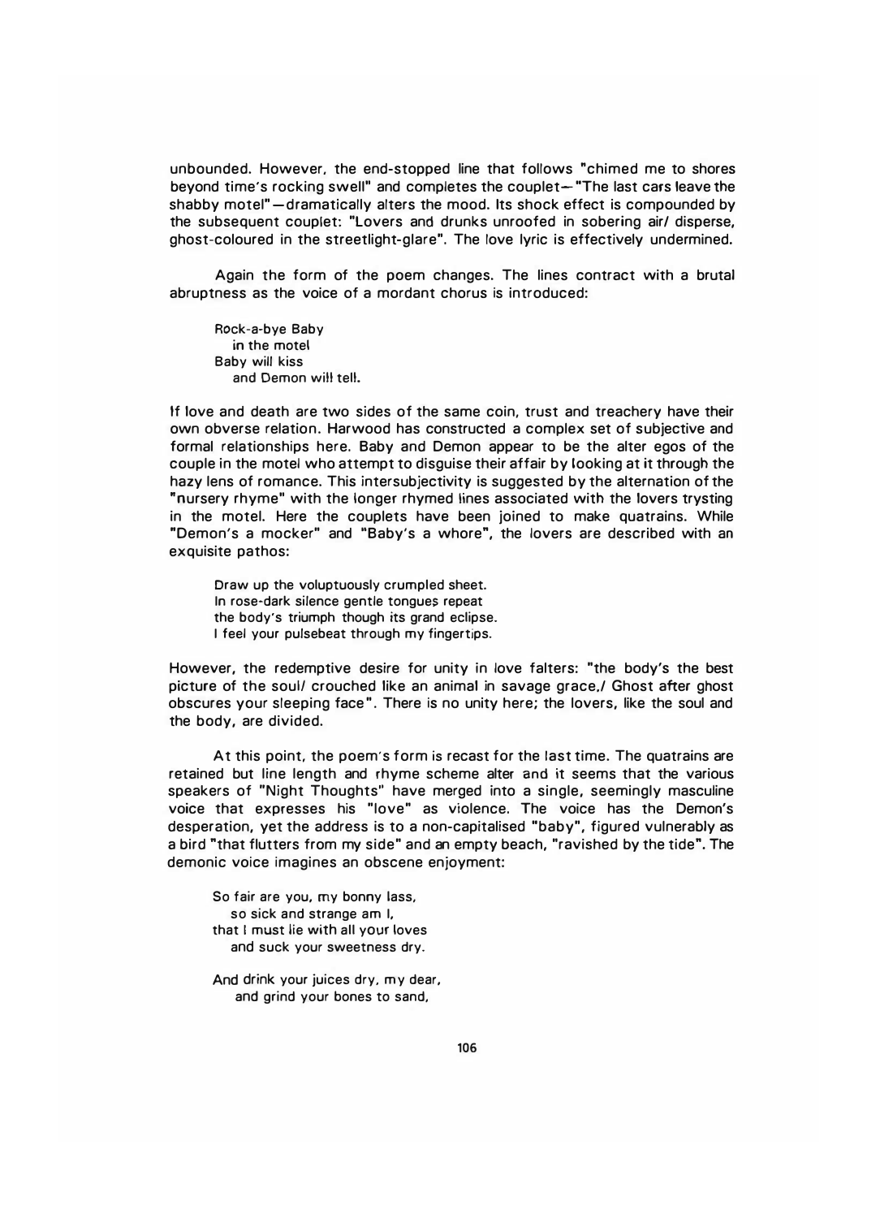unbounded. However, the end-stopped line that follows "chimed me to shores beyond time's rocking swell" and completes the couplet—"The last cars leave the shabby motel"—dramatically alters the mood. Its shock effect is compounded by the subsequent couplet: "Lovers and drunks unroofed in sobering air/ disperse, ghost-coloured in the streetlight-glare". The love lyric is effectively undermined.

Again the form of the poem changes. The lines contract with a brutal abruptness as the voice of a mordant chorus is introduced:

> Rock-a-bye Baby
>   in the motel
> Baby will kiss
>   and Demon will tell.

If love and death are two sides of the same coin, trust and treachery have their own obverse relation. Harwood has constructed a complex set of subjective and formal relationships here. Baby and Demon appear to be the alter egos of the couple in the motel who attempt to disguise their affair by looking at it through the hazy lens of romance. This intersubjectivity is suggested by the alternation of the "nursery rhyme" with the longer rhymed lines associated with the lovers trysting in the motel. Here the couplets have been joined to make quatrains. While "Demon's a mocker" and "Baby's a whore", the lovers are described with an exquisite pathos:

> Draw up the voluptuously crumpled sheet.
> In rose-dark silence gentle tongues repeat
> the body's triumph though its grand eclipse.
> I feel your pulsebeat through my fingertips.

However, the redemptive desire for unity in love falters: "the body's the best picture of the soul/ crouched like an animal in savage grace,/ Ghost after ghost obscures your sleeping face". There is no unity here; the lovers, like the soul and the body, are divided.

At this point, the poem's form is recast for the last time. The quatrains are retained but line length and rhyme scheme alter and it seems that the various speakers of "Night Thoughts" have merged into a single, seemingly masculine voice that expresses his "love" as violence. The voice has the Demon's desperation, yet the address is to a non-capitalised "baby", figured vulnerably as a bird "that flutters from my side" and an empty beach, "ravished by the tide". The demonic voice imagines an obscene enjoyment:

> So fair are you, my bonny lass,
>   so sick and strange am I,
> that I must lie with all your loves
>   and suck your sweetness dry.
>
> And drink your juices dry, my dear,
>   and grind your bones to sand,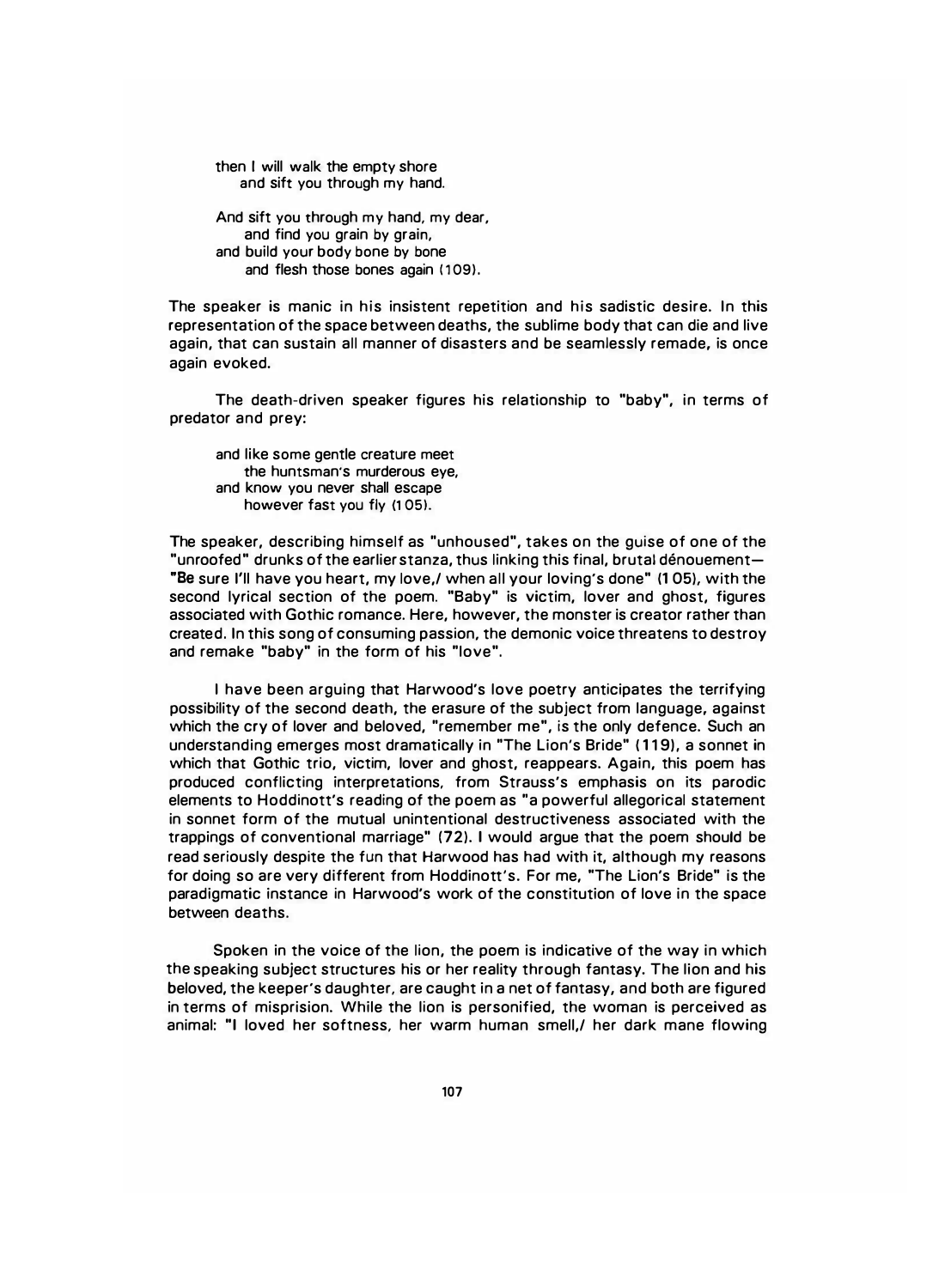> then I will walk the empty shore
> and sift you through my hand.
>
> And sift you through my hand, my dear,
> and find you grain by grain,
> and build your body bone by bone
> and flesh those bones again (109).

The speaker is manic in his insistent repetition and his sadistic desire. In this representation of the space between deaths, the sublime body that can die and live again, that can sustain all manner of disasters and be seamlessly remade, is once again evoked.

The death-driven speaker figures his relationship to "baby", in terms of predator and prey:

> and like some gentle creature meet
> the huntsman's murderous eye,
> and know you never shall escape
> however fast you fly (105).

The speaker, describing himself as "unhoused", takes on the guise of one of the "unroofed" drunks of the earlier stanza, thus linking this final, brutal dénouement—"Be sure I'll have you heart, my love,/ when all your loving's done" (105), with the second lyrical section of the poem. "Baby" is victim, lover and ghost, figures associated with Gothic romance. Here, however, the monster is creator rather than created. In this song of consuming passion, the demonic voice threatens to destroy and remake "baby" in the form of his "love".

I have been arguing that Harwood's love poetry anticipates the terrifying possibility of the second death, the erasure of the subject from language, against which the cry of lover and beloved, "remember me", is the only defence. Such an understanding emerges most dramatically in "The Lion's Bride" (119), a sonnet in which that Gothic trio, victim, lover and ghost, reappears. Again, this poem has produced conflicting interpretations, from Strauss's emphasis on its parodic elements to Hoddinott's reading of the poem as "a powerful allegorical statement in sonnet form of the mutual unintentional destructiveness associated with the trappings of conventional marriage" (72). I would argue that the poem should be read seriously despite the fun that Harwood has had with it, although my reasons for doing so are very different from Hoddinott's. For me, "The Lion's Bride" is the paradigmatic instance in Harwood's work of the constitution of love in the space between deaths.

Spoken in the voice of the lion, the poem is indicative of the way in which the speaking subject structures his or her reality through fantasy. The lion and his beloved, the keeper's daughter, are caught in a net of fantasy, and both are figured in terms of misprision. While the lion is personified, the woman is perceived as animal: "I loved her softness, her warm human smell,/ her dark mane flowing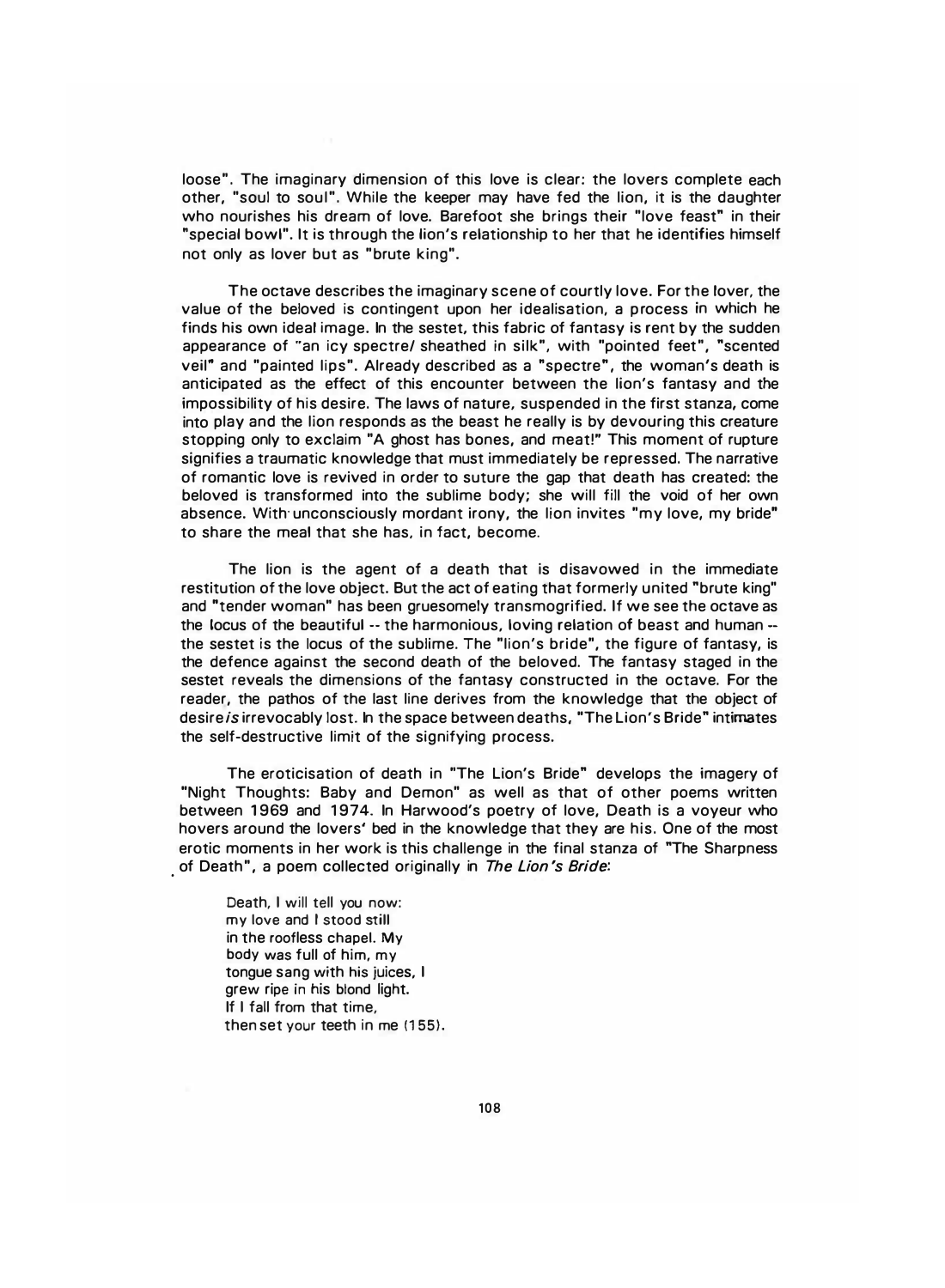loose". The imaginary dimension of this love is clear: the lovers complete each other, "soul to soul". While the keeper may have fed the lion, it is the daughter who nourishes his dream of love. Barefoot she brings their "love feast" in their "special bowl". It is through the lion's relationship to her that he identifies himself not only as lover but as "brute king".

The octave describes the imaginary scene of courtly love. For the lover, the value of the beloved is contingent upon her idealisation, a process in which he finds his own ideal image. In the sestet, this fabric of fantasy is rent by the sudden appearance of "an icy spectre/ sheathed in silk", with "pointed feet", "scented veil" and "painted lips". Already described as a "spectre", the woman's death is anticipated as the effect of this encounter between the lion's fantasy and the impossibility of his desire. The laws of nature, suspended in the first stanza, come into play and the lion responds as the beast he really is by devouring this creature stopping only to exclaim "A ghost has bones, and meat!" This moment of rupture signifies a traumatic knowledge that must immediately be repressed. The narrative of romantic love is revived in order to suture the gap that death has created: the beloved is transformed into the sublime body; she will fill the void of her own absence. With unconsciously mordant irony, the lion invites "my love, my bride" to share the meal that she has, in fact, become.

The lion is the agent of a death that is disavowed in the immediate restitution of the love object. But the act of eating that formerly united "brute king" and "tender woman" has been gruesomely transmogrified. If we see the octave as the locus of the beautiful -- the harmonious, loving relation of beast and human -- the sestet is the locus of the sublime. The "lion's bride", the figure of fantasy, is the defence against the second death of the beloved. The fantasy staged in the sestet reveals the dimensions of the fantasy constructed in the octave. For the reader, the pathos of the last line derives from the knowledge that the object of desire *is* irrevocably lost. In the space between deaths, "The Lion's Bride" intimates the self-destructive limit of the signifying process.

The eroticisation of death in "The Lion's Bride" develops the imagery of "Night Thoughts: Baby and Demon" as well as that of other poems written between 1969 and 1974. In Harwood's poetry of love, Death is a voyeur who hovers around the lovers' bed in the knowledge that they are his. One of the most erotic moments in her work is this challenge in the final stanza of "The Sharpness of Death", a poem collected originally in *The Lion's Bride*:

> Death, I will tell you now:
> my love and I stood still
> in the roofless chapel. My
> body was full of him, my
> tongue sang with his juices, I
> grew ripe in his blond light.
> If I fall from that time,
> then set your teeth in me (155).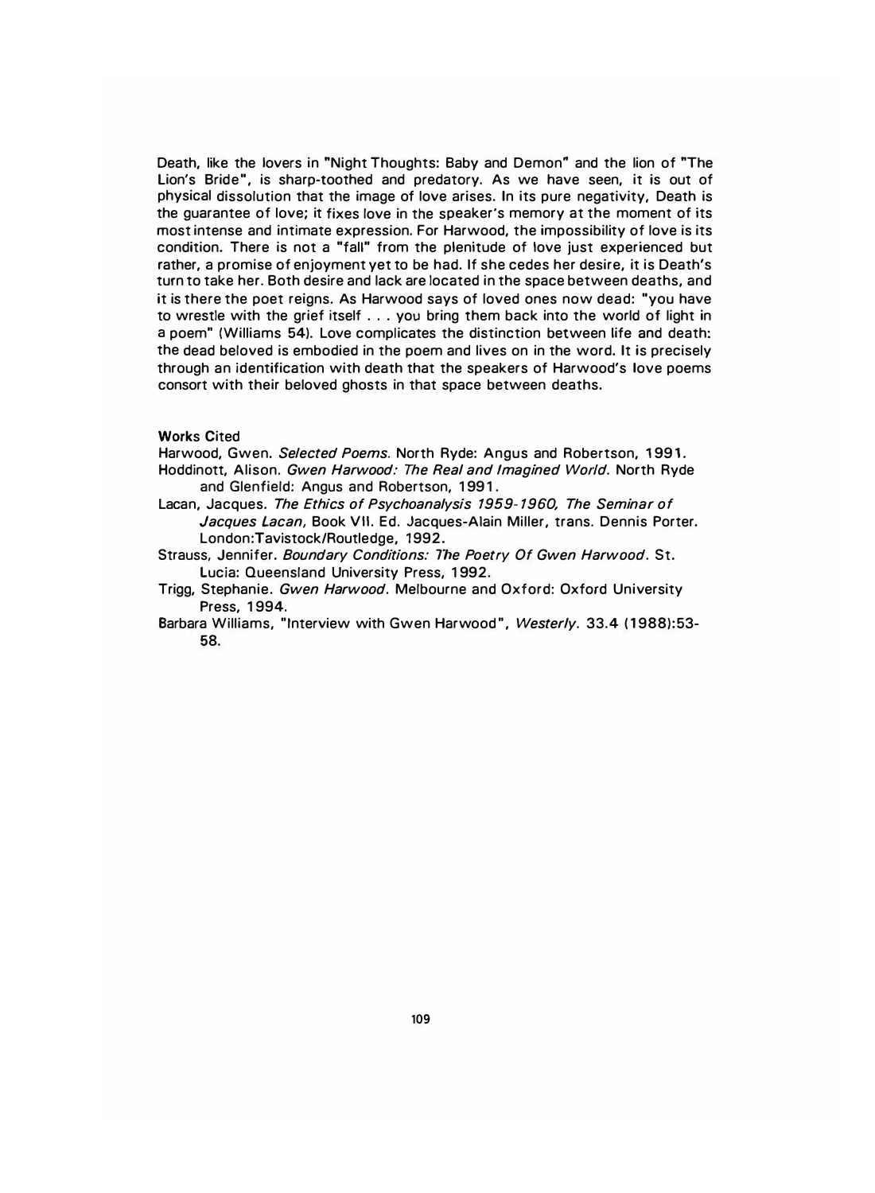Death, like the lovers in "Night Thoughts: Baby and Demon" and the lion of "The Lion's Bride", is sharp-toothed and predatory. As we have seen, it is out of physical dissolution that the image of love arises. In its pure negativity, Death is the guarantee of love; it fixes love in the speaker's memory at the moment of its most intense and intimate expression. For Harwood, the impossibility of love is its condition. There is not a "fall" from the plenitude of love just experienced but rather, a promise of enjoyment yet to be had. If she cedes her desire, it is Death's turn to take her. Both desire and lack are located in the space between deaths, and it is there the poet reigns. As Harwood says of loved ones now dead: "you have to wrestle with the grief itself . . . you bring them back into the world of light in a poem" (Williams 54). Love complicates the distinction between life and death: the dead beloved is embodied in the poem and lives on in the word. It is precisely through an identification with death that the speakers of Harwood's love poems consort with their beloved ghosts in that space between deaths.

**Works Cited**

Harwood, Gwen. *Selected Poems*. North Ryde: Angus and Robertson, 1991.

Hoddinott, Alison. *Gwen Harwood: The Real and Imagined World*. North Ryde and Glenfield: Angus and Robertson, 1991.

Lacan, Jacques. *The Ethics of Psychoanalysis 1959-1960, The Seminar of Jacques Lacan*, Book VII. Ed. Jacques-Alain Miller, trans. Dennis Porter. London:Tavistock/Routledge, 1992.

Strauss, Jennifer. *Boundary Conditions: The Poetry Of Gwen Harwood*. St. Lucia: Queensland University Press, 1992.

Trigg, Stephanie. *Gwen Harwood*. Melbourne and Oxford: Oxford University Press, 1994.

Barbara Williams, "Interview with Gwen Harwood", *Westerly*. 33.4 (1988):53-58.